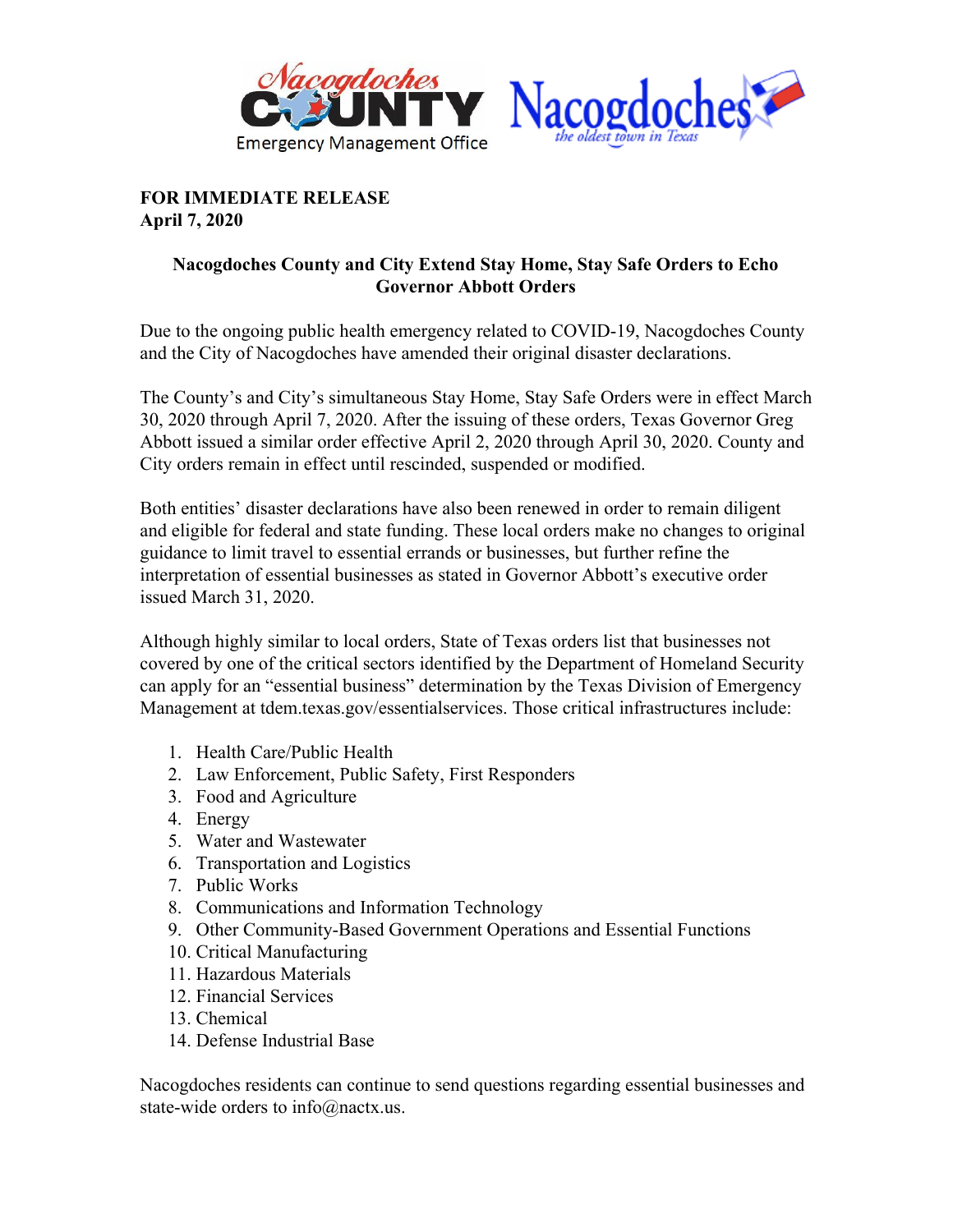Nacogdoches County Emergency Management Office

Nacogdoches *the oldest town in Texas*

**FOR IMMEDIATE RELEASE**
**April 7, 2020**

## Nacogdoches County and City Extend Stay Home, Stay Safe Orders to Echo Governor Abbott Orders

Due to the ongoing public health emergency related to COVID-19, Nacogdoches County and the City of Nacogdoches have amended their original disaster declarations.

The County's and City's simultaneous Stay Home, Stay Safe Orders were in effect March 30, 2020 through April 7, 2020. After the issuing of these orders, Texas Governor Greg Abbott issued a similar order effective April 2, 2020 through April 30, 2020. County and City orders remain in effect until rescinded, suspended or modified.

Both entities' disaster declarations have also been renewed in order to remain diligent and eligible for federal and state funding. These local orders make no changes to original guidance to limit travel to essential errands or businesses, but further refine the interpretation of essential businesses as stated in Governor Abbott's executive order issued March 31, 2020.

Although highly similar to local orders, State of Texas orders list that businesses not covered by one of the critical sectors identified by the Department of Homeland Security can apply for an "essential business" determination by the Texas Division of Emergency Management at tdem.texas.gov/essentialservices. Those critical infrastructures include:

1. Health Care/Public Health
2. Law Enforcement, Public Safety, First Responders
3. Food and Agriculture
4. Energy
5. Water and Wastewater
6. Transportation and Logistics
7. Public Works
8. Communications and Information Technology
9. Other Community-Based Government Operations and Essential Functions
10. Critical Manufacturing
11. Hazardous Materials
12. Financial Services
13. Chemical
14. Defense Industrial Base

Nacogdoches residents can continue to send questions regarding essential businesses and state-wide orders to info@nactx.us.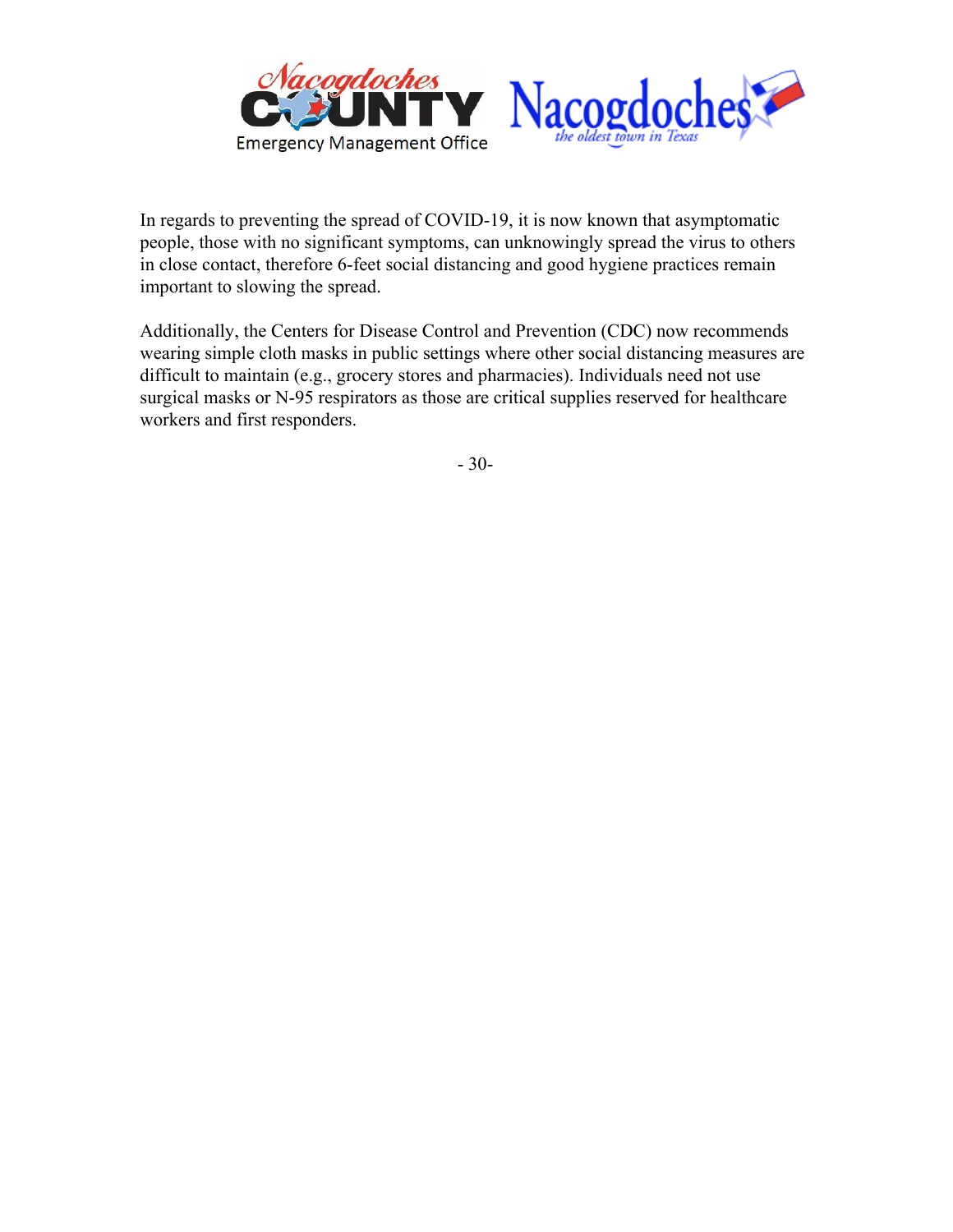In regards to preventing the spread of COVID-19, it is now known that asymptomatic people, those with no significant symptoms, can unknowingly spread the virus to others in close contact, therefore 6-feet social distancing and good hygiene practices remain important to slowing the spread.

Additionally, the Centers for Disease Control and Prevention (CDC) now recommends wearing simple cloth masks in public settings where other social distancing measures are difficult to maintain (e.g., grocery stores and pharmacies). Individuals need not use surgical masks or N-95 respirators as those are critical supplies reserved for healthcare workers and first responders.

- 30-